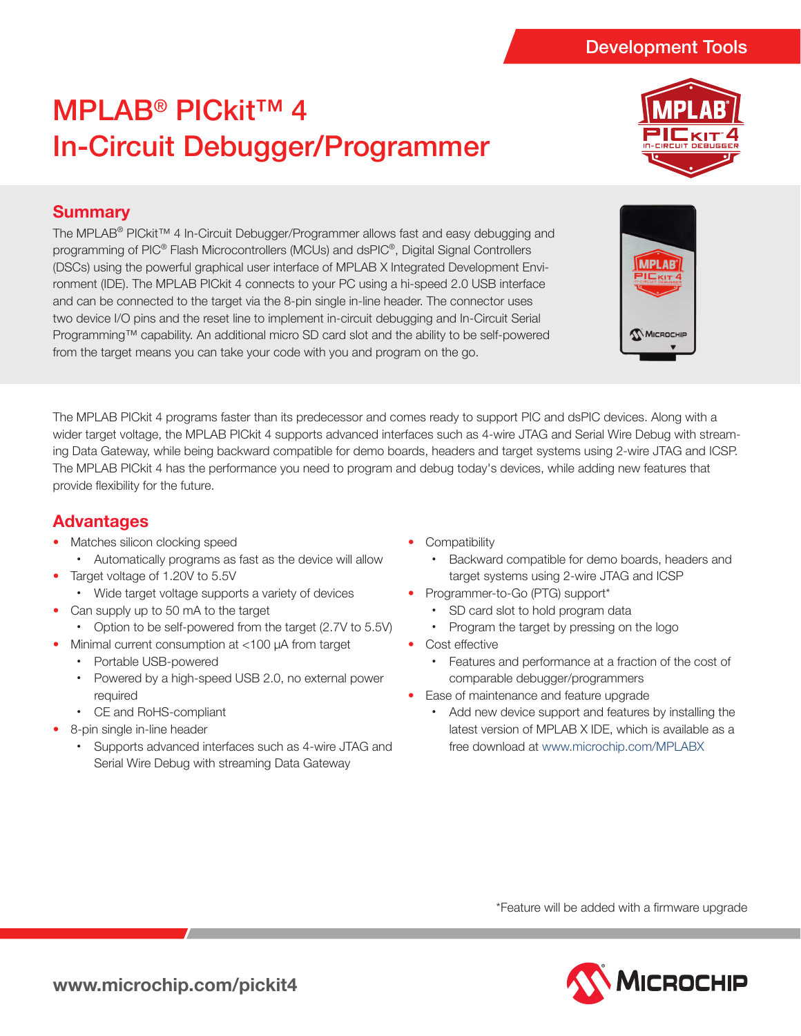Development Tools

# MPLAB® PICkit™ 4 In-Circuit Debugger/Programmer

## Summary

The MPLAB® PICkit™ 4 In-Circuit Debugger/Programmer allows fast and easy debugging and programming of PIC® Flash Microcontrollers (MCUs) and dsPIC®, Digital Signal Controllers (DSCs) using the powerful graphical user interface of MPLAB X Integrated Development Environment (IDE). The MPLAB PICkit 4 connects to your PC using a hi-speed 2.0 USB interface and can be connected to the target via the 8-pin single in-line header. The connector uses two device I/O pins and the reset line to implement in-circuit debugging and In-Circuit Serial Programming™ capability. An additional micro SD card slot and the ability to be self-powered from the target means you can take your code with you and program on the go.

The MPLAB PICkit 4 programs faster than its predecessor and comes ready to support PIC and dsPIC devices. Along with a wider target voltage, the MPLAB PICkit 4 supports advanced interfaces such as 4-wire JTAG and Serial Wire Debug with streaming Data Gateway, while being backward compatible for demo boards, headers and target systems using 2-wire JTAG and ICSP. The MPLAB PICkit 4 has the performance you need to program and debug today's devices, while adding new features that provide flexibility for the future.

## Advantages

- Matches silicon clocking speed
  - Automatically programs as fast as the device will allow
- Target voltage of 1.20V to 5.5V
  - Wide target voltage supports a variety of devices
- Can supply up to 50 mA to the target
  - Option to be self-powered from the target (2.7V to 5.5V)
- Minimal current consumption at <100 µA from target
  - Portable USB-powered
  - Powered by a high-speed USB 2.0, no external power required
  - CE and RoHS-compliant
- 8-pin single in-line header
  - Supports advanced interfaces such as 4-wire JTAG and Serial Wire Debug with streaming Data Gateway
- Compatibility
  - Backward compatible for demo boards, headers and target systems using 2-wire JTAG and ICSP
- Programmer-to-Go (PTG) support*
  - SD card slot to hold program data
  - Program the target by pressing on the logo
- Cost effective
  - Features and performance at a fraction of the cost of comparable debugger/programmers
- Ease of maintenance and feature upgrade
  - Add new device support and features by installing the latest version of MPLAB X IDE, which is available as a free download at www.microchip.com/MPLABX

*Feature will be added with a firmware upgrade

www.microchip.com/pickit4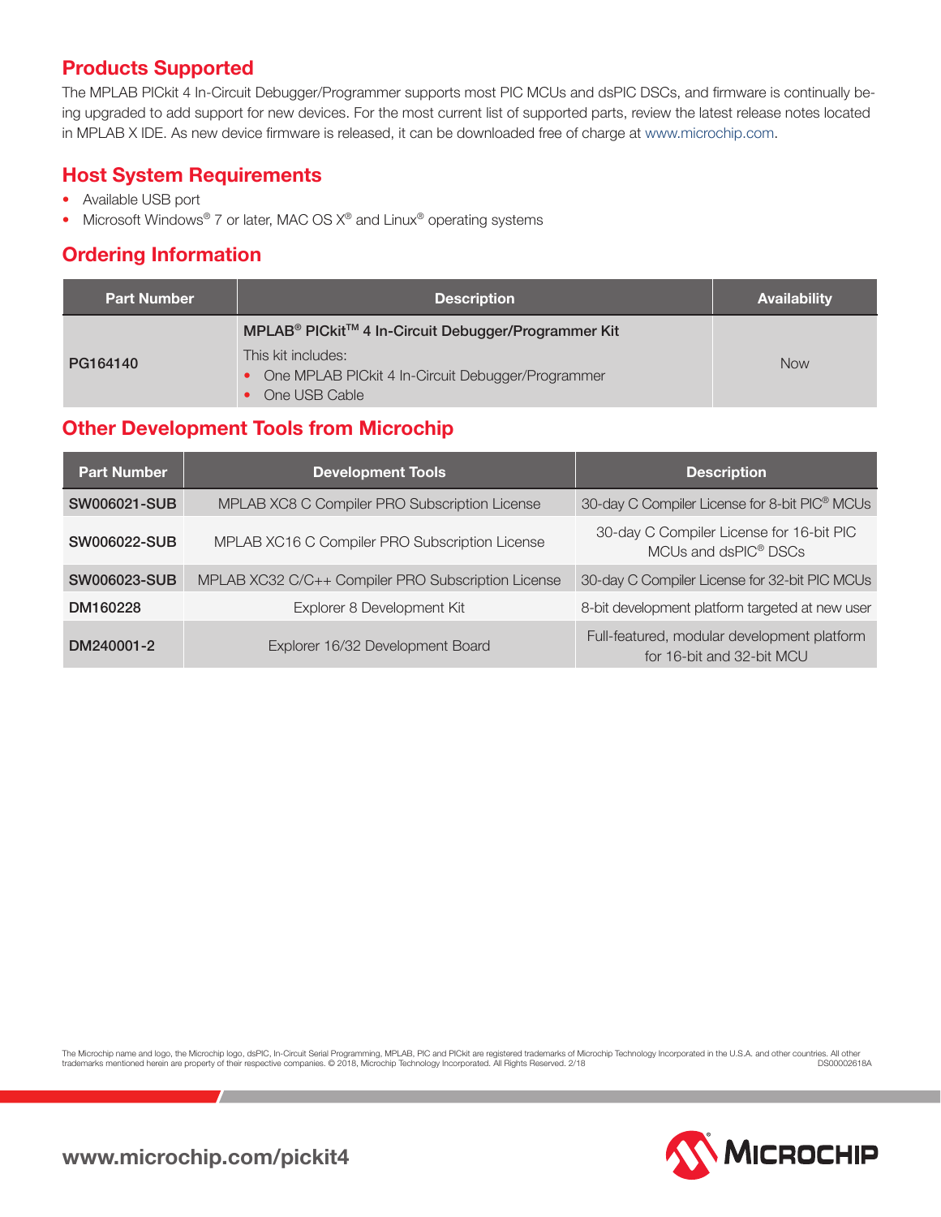## Products Supported

The MPLAB PICkit 4 In-Circuit Debugger/Programmer supports most PIC MCUs and dsPIC DSCs, and firmware is continually being upgraded to add support for new devices. For the most current list of supported parts, review the latest release notes located in MPLAB X IDE. As new device firmware is released, it can be downloaded free of charge at www.microchip.com.

## Host System Requirements

- Available USB port
- Microsoft Windows® 7 or later, MAC OS X® and Linux® operating systems

## Ordering Information

| Part Number | Description | Availability |
|---|---|---|
| PG164140 | **MPLAB® PICkit™ 4 In-Circuit Debugger/Programmer Kit**<br>This kit includes:<br>• One MPLAB PICkit 4 In-Circuit Debugger/Programmer<br>• One USB Cable | Now |

## Other Development Tools from Microchip

| Part Number | Development Tools | Description |
|---|---|---|
| SW006021-SUB | MPLAB XC8 C Compiler PRO Subscription License | 30-day C Compiler License for 8-bit PIC® MCUs |
| SW006022-SUB | MPLAB XC16 C Compiler PRO Subscription License | 30-day C Compiler License for 16-bit PIC MCUs and dsPIC® DSCs |
| SW006023-SUB | MPLAB XC32 C/C++ Compiler PRO Subscription License | 30-day C Compiler License for 32-bit PIC MCUs |
| DM160228 | Explorer 8 Development Kit | 8-bit development platform targeted at new user |
| DM240001-2 | Explorer 16/32 Development Board | Full-featured, modular development platform for 16-bit and 32-bit MCU |

The Microchip name and logo, the Microchip logo, dsPIC, In-Circuit Serial Programming, MPLAB, PIC and PICkit are registered trademarks of Microchip Technology Incorporated in the U.S.A. and other countries. All other trademarks mentioned herein are property of their respective companies. © 2018, Microchip Technology Incorporated. All Rights Reserved. 2/18 DS00002618A

www.microchip.com/pickit4

MICROCHIP